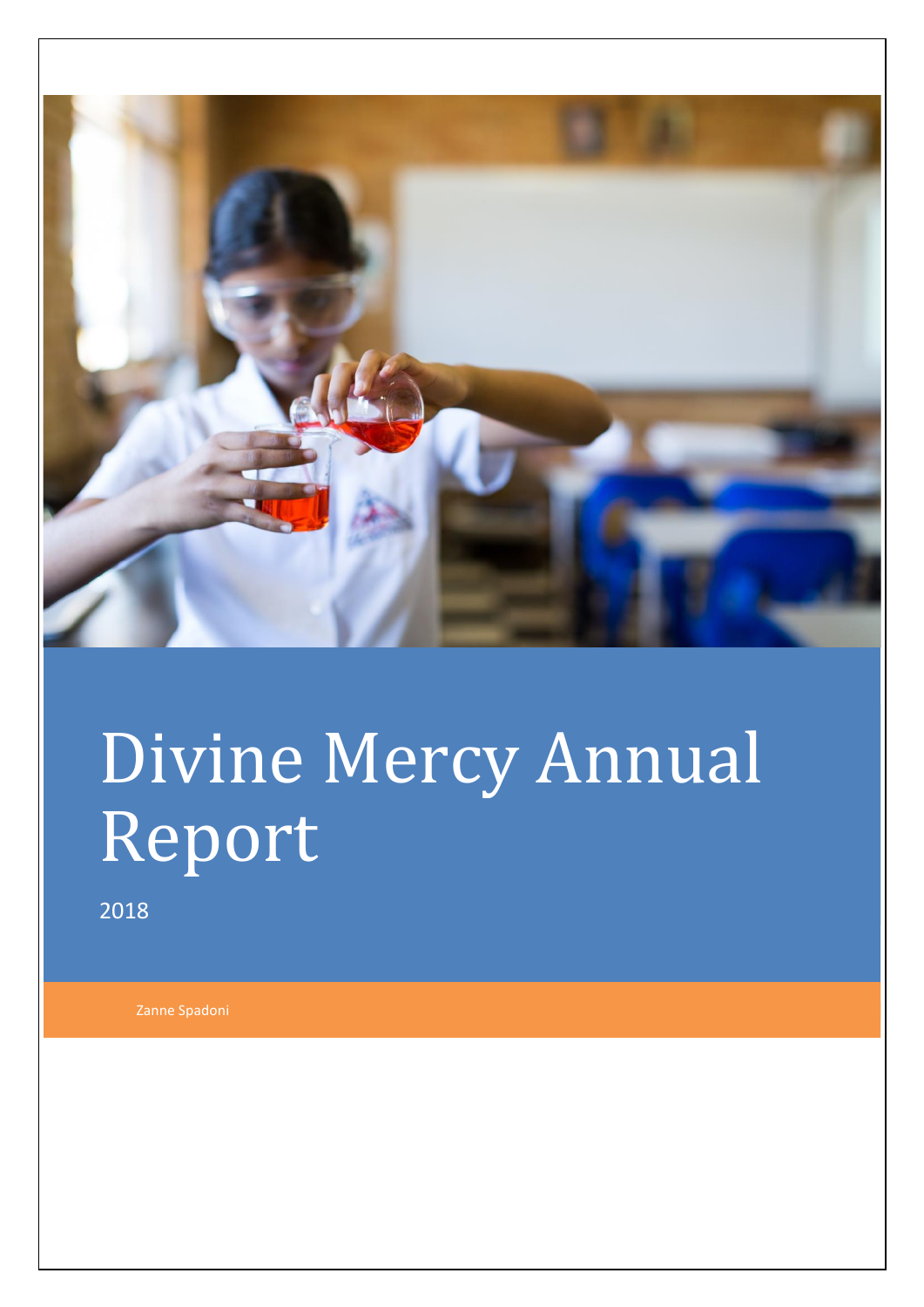# Divine Mercy Annual Report

2018

Zanne Spadoni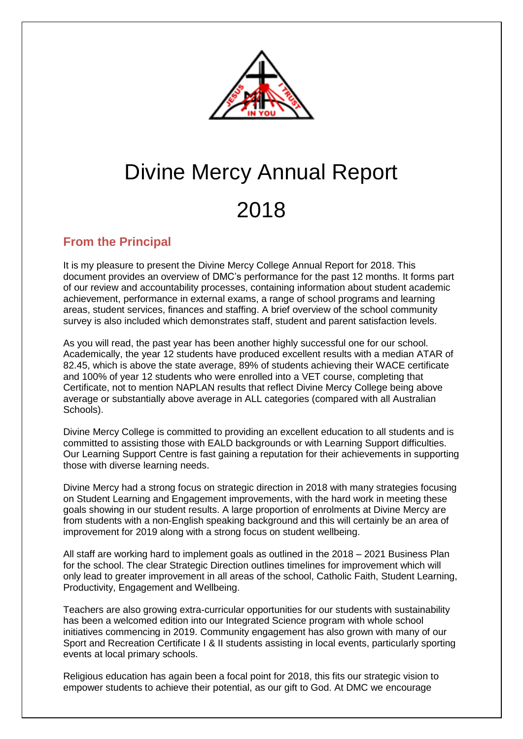# Divine Mercy Annual Report

# 2018

## From the Principal

It is my pleasure to present the Divine Mercy College Annual Report for 2018. This document provides an overview of DMC's performance for the past 12 months. It forms part of our review and accountability processes, containing information about student academic achievement, performance in external exams, a range of school programs and learning areas, student services, finances and staffing. A brief overview of the school community survey is also included which demonstrates staff, student and parent satisfaction levels.

As you will read, the past year has been another highly successful one for our school. Academically, the year 12 students have produced excellent results with a median ATAR of 82.45, which is above the state average, 89% of students achieving their WACE certificate and 100% of year 12 students who were enrolled into a VET course, completing that Certificate, not to mention NAPLAN results that reflect Divine Mercy College being above average or substantially above average in ALL categories (compared with all Australian Schools).

Divine Mercy College is committed to providing an excellent education to all students and is committed to assisting those with EALD backgrounds or with Learning Support difficulties. Our Learning Support Centre is fast gaining a reputation for their achievements in supporting those with diverse learning needs.

Divine Mercy had a strong focus on strategic direction in 2018 with many strategies focusing on Student Learning and Engagement improvements, with the hard work in meeting these goals showing in our student results. A large proportion of enrolments at Divine Mercy are from students with a non-English speaking background and this will certainly be an area of improvement for 2019 along with a strong focus on student wellbeing.

All staff are working hard to implement goals as outlined in the 2018 – 2021 Business Plan for the school. The clear Strategic Direction outlines timelines for improvement which will only lead to greater improvement in all areas of the school, Catholic Faith, Student Learning, Productivity, Engagement and Wellbeing.

Teachers are also growing extra-curricular opportunities for our students with sustainability has been a welcomed edition into our Integrated Science program with whole school initiatives commencing in 2019. Community engagement has also grown with many of our Sport and Recreation Certificate I & II students assisting in local events, particularly sporting events at local primary schools.

Religious education has again been a focal point for 2018, this fits our strategic vision to empower students to achieve their potential, as our gift to God. At DMC we encourage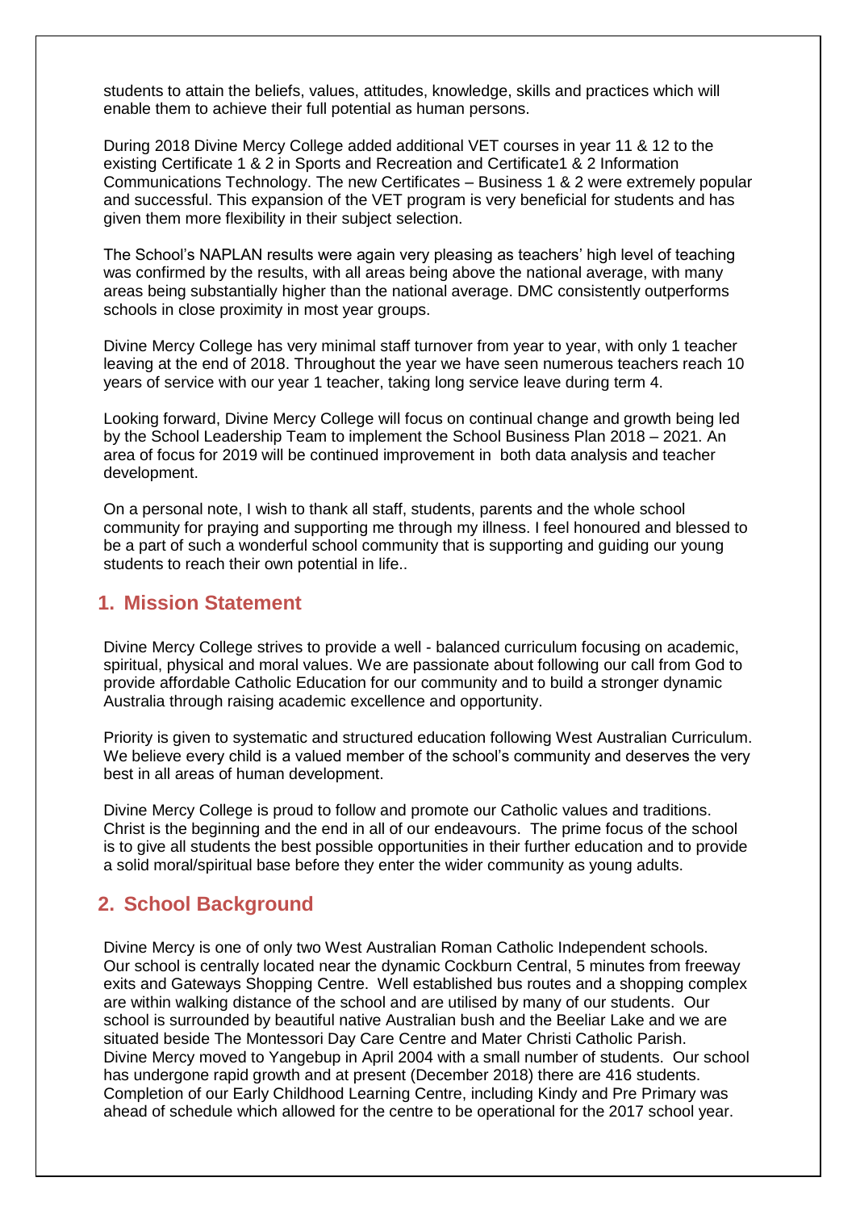students to attain the beliefs, values, attitudes, knowledge, skills and practices which will enable them to achieve their full potential as human persons.

During 2018 Divine Mercy College added additional VET courses in year 11 & 12 to the existing Certificate 1 & 2 in Sports and Recreation and Certificate1 & 2 Information Communications Technology. The new Certificates – Business 1 & 2 were extremely popular and successful. This expansion of the VET program is very beneficial for students and has given them more flexibility in their subject selection.

The School's NAPLAN results were again very pleasing as teachers' high level of teaching was confirmed by the results, with all areas being above the national average, with many areas being substantially higher than the national average. DMC consistently outperforms schools in close proximity in most year groups.

Divine Mercy College has very minimal staff turnover from year to year, with only 1 teacher leaving at the end of 2018. Throughout the year we have seen numerous teachers reach 10 years of service with our year 1 teacher, taking long service leave during term 4.

Looking forward, Divine Mercy College will focus on continual change and growth being led by the School Leadership Team to implement the School Business Plan 2018 – 2021. An area of focus for 2019 will be continued improvement in both data analysis and teacher development.

On a personal note, I wish to thank all staff, students, parents and the whole school community for praying and supporting me through my illness. I feel honoured and blessed to be a part of such a wonderful school community that is supporting and guiding our young students to reach their own potential in life..

## 1. Mission Statement

Divine Mercy College strives to provide a well - balanced curriculum focusing on academic, spiritual, physical and moral values. We are passionate about following our call from God to provide affordable Catholic Education for our community and to build a stronger dynamic Australia through raising academic excellence and opportunity.

Priority is given to systematic and structured education following West Australian Curriculum. We believe every child is a valued member of the school's community and deserves the very best in all areas of human development.

Divine Mercy College is proud to follow and promote our Catholic values and traditions. Christ is the beginning and the end in all of our endeavours. The prime focus of the school is to give all students the best possible opportunities in their further education and to provide a solid moral/spiritual base before they enter the wider community as young adults.

## 2. School Background

Divine Mercy is one of only two West Australian Roman Catholic Independent schools. Our school is centrally located near the dynamic Cockburn Central, 5 minutes from freeway exits and Gateways Shopping Centre. Well established bus routes and a shopping complex are within walking distance of the school and are utilised by many of our students. Our school is surrounded by beautiful native Australian bush and the Beeliar Lake and we are situated beside The Montessori Day Care Centre and Mater Christi Catholic Parish. Divine Mercy moved to Yangebup in April 2004 with a small number of students. Our school has undergone rapid growth and at present (December 2018) there are 416 students. Completion of our Early Childhood Learning Centre, including Kindy and Pre Primary was ahead of schedule which allowed for the centre to be operational for the 2017 school year.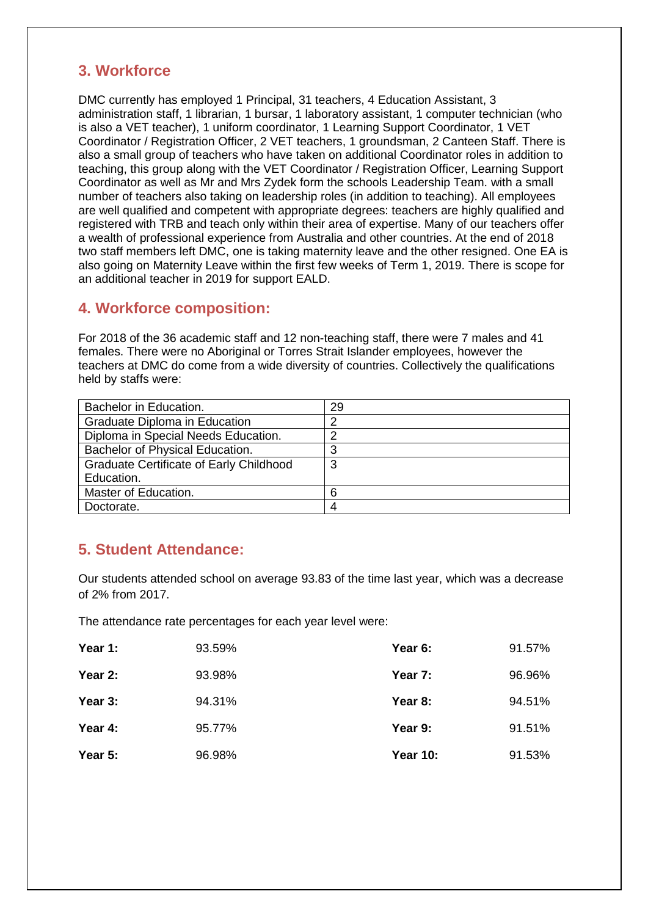## 3. Workforce

DMC currently has employed 1 Principal, 31 teachers, 4 Education Assistant, 3 administration staff, 1 librarian, 1 bursar, 1 laboratory assistant, 1 computer technician (who is also a VET teacher), 1 uniform coordinator, 1 Learning Support Coordinator, 1 VET Coordinator / Registration Officer, 2 VET teachers, 1 groundsman, 2 Canteen Staff. There is also a small group of teachers who have taken on additional Coordinator roles in addition to teaching, this group along with the VET Coordinator / Registration Officer, Learning Support Coordinator as well as Mr and Mrs Zydek form the schools Leadership Team. with a small number of teachers also taking on leadership roles (in addition to teaching). All employees are well qualified and competent with appropriate degrees: teachers are highly qualified and registered with TRB and teach only within their area of expertise. Many of our teachers offer a wealth of professional experience from Australia and other countries. At the end of 2018 two staff members left DMC, one is taking maternity leave and the other resigned. One EA is also going on Maternity Leave within the first few weeks of Term 1, 2019. There is scope for an additional teacher in 2019 for support EALD.

## 4. Workforce composition:

For 2018 of the 36 academic staff and 12 non-teaching staff, there were 7 males and 41 females. There were no Aboriginal or Torres Strait Islander employees, however the teachers at DMC do come from a wide diversity of countries. Collectively the qualifications held by staffs were:

| | |
|---|---|
| Bachelor in Education. | 29 |
| Graduate Diploma in Education | 2 |
| Diploma in Special Needs Education. | 2 |
| Bachelor of Physical Education. | 3 |
| Graduate Certificate of Early Childhood Education. | 3 |
| Master of Education. | 6 |
| Doctorate. | 4 |

## 5. Student Attendance:

Our students attended school on average 93.83 of the time last year, which was a decrease of 2% from 2017.

The attendance rate percentages for each year level were:

| | | | |
|---|---|---|---|
| **Year 1:** | 93.59% | **Year 6:** | 91.57% |
| **Year 2:** | 93.98% | **Year 7:** | 96.96% |
| **Year 3:** | 94.31% | **Year 8:** | 94.51% |
| **Year 4:** | 95.77% | **Year 9:** | 91.51% |
| **Year 5:** | 96.98% | **Year 10:** | 91.53% |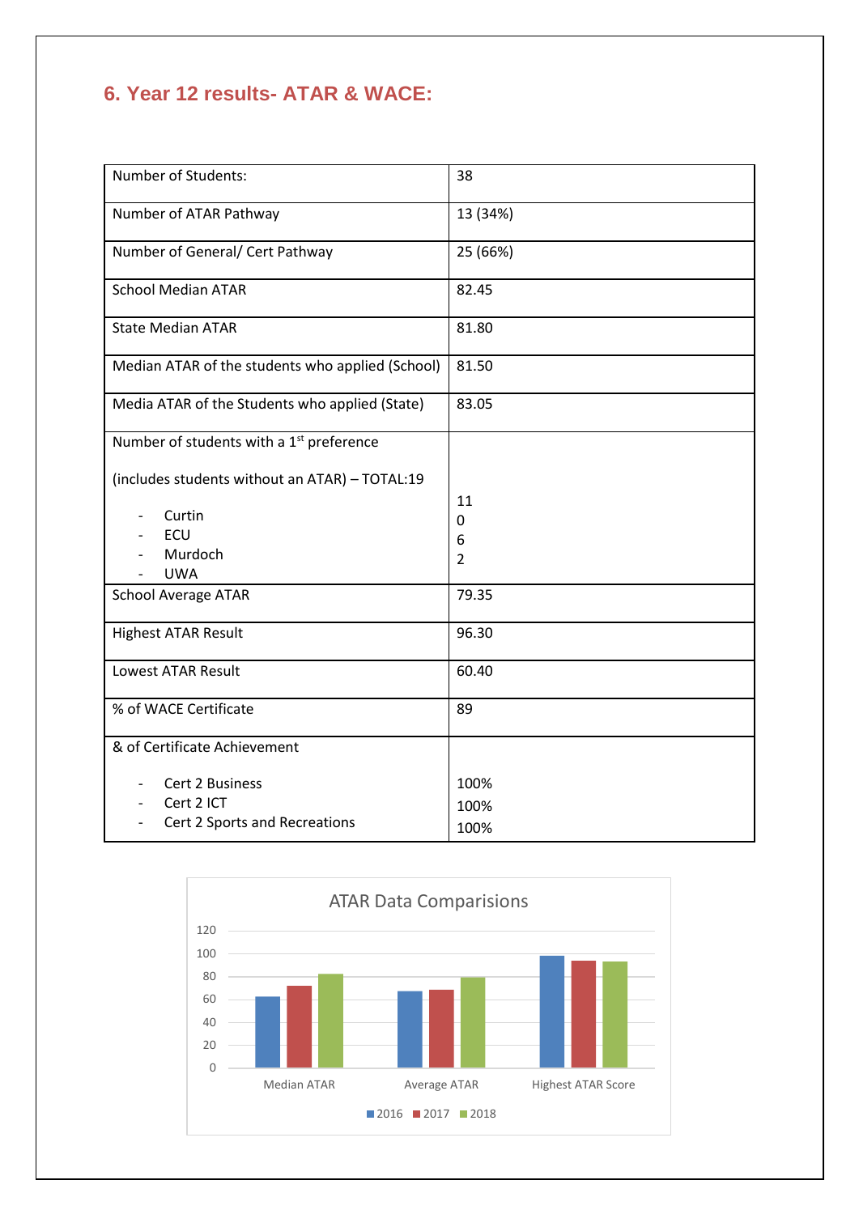## 6. Year 12 results- ATAR & WACE:

| Number of Students: | 38 |
|---|---|
| Number of ATAR Pathway | 13 (34%) |
| Number of General/ Cert Pathway | 25 (66%) |
| School Median ATAR | 82.45 |
| State Median ATAR | 81.80 |
| Median ATAR of the students who applied (School) | 81.50 |
| Media ATAR of the Students who applied (State) | 83.05 |
| Number of students with a 1st preference<br><br>(includes students without an ATAR) – TOTAL:19<br>- Curtin<br>- ECU<br>- Murdoch<br>- UWA | <br><br><br>11<br>0<br>6<br>2 |
| School Average ATAR | 79.35 |
| Highest ATAR Result | 96.30 |
| Lowest ATAR Result | 60.40 |
| % of WACE Certificate | 89 |
| & of Certificate Achievement<br><br>- Cert 2 Business<br>- Cert 2 ICT<br>- Cert 2 Sports and Recreations | <br><br>100%<br>100%<br>100% |

ATAR Data Comparisions

Median ATAR | Average ATAR | Highest ATAR Score

2016 | 2017 | 2018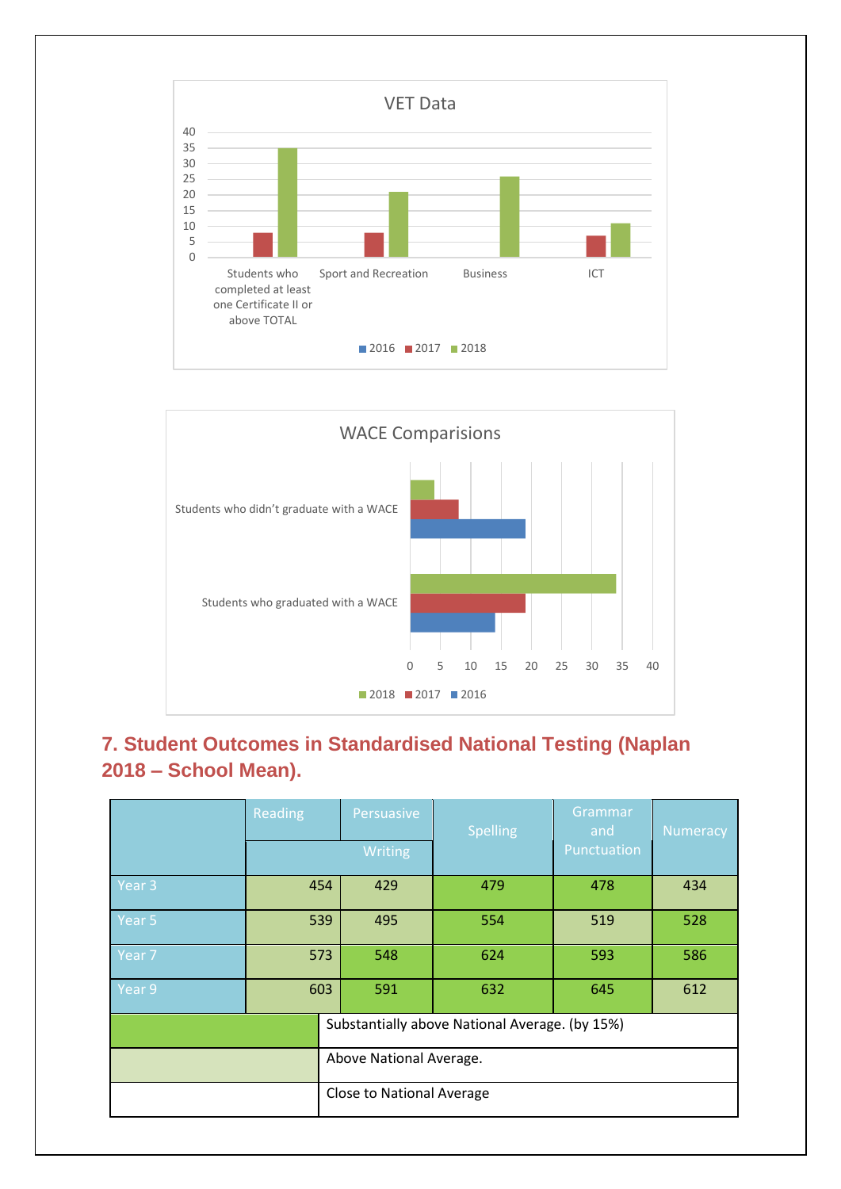VET Data

| | 2016 | 2017 | 2018 |
|---|---|---|---|
| Students who completed at least one Certificate II or above TOTAL | | 8 | 35 |
| Sport and Recreation | | 8 | 21 |
| Business | | | 26 |
| ICT | | 7 | 11 |

WACE Comparisions

| | 2018 | 2017 | 2016 |
|---|---|---|---|
| Students who didn't graduate with a WACE | 4 | 8 | 19 |
| Students who graduated with a WACE | 34 | 19 | 14 |

## 7. Student Outcomes in Standardised National Testing (Naplan 2018 – School Mean).

| | Reading | Persuasive Writing | Spelling | Grammar and Punctuation | Numeracy |
|---|---|---|---|---|---|
| Year 3 | 454 | 429 | 479 | 478 | 434 |
| Year 5 | 539 | 495 | 554 | 519 | 528 |
| Year 7 | 573 | 548 | 624 | 593 | 586 |
| Year 9 | 603 | 591 | 632 | 645 | 612 |

| Key | |
|---|---|
| (dark green) | Substantially above National Average. (by 15%) |
| (light green) | Above National Average. |
| (white) | Close to National Average |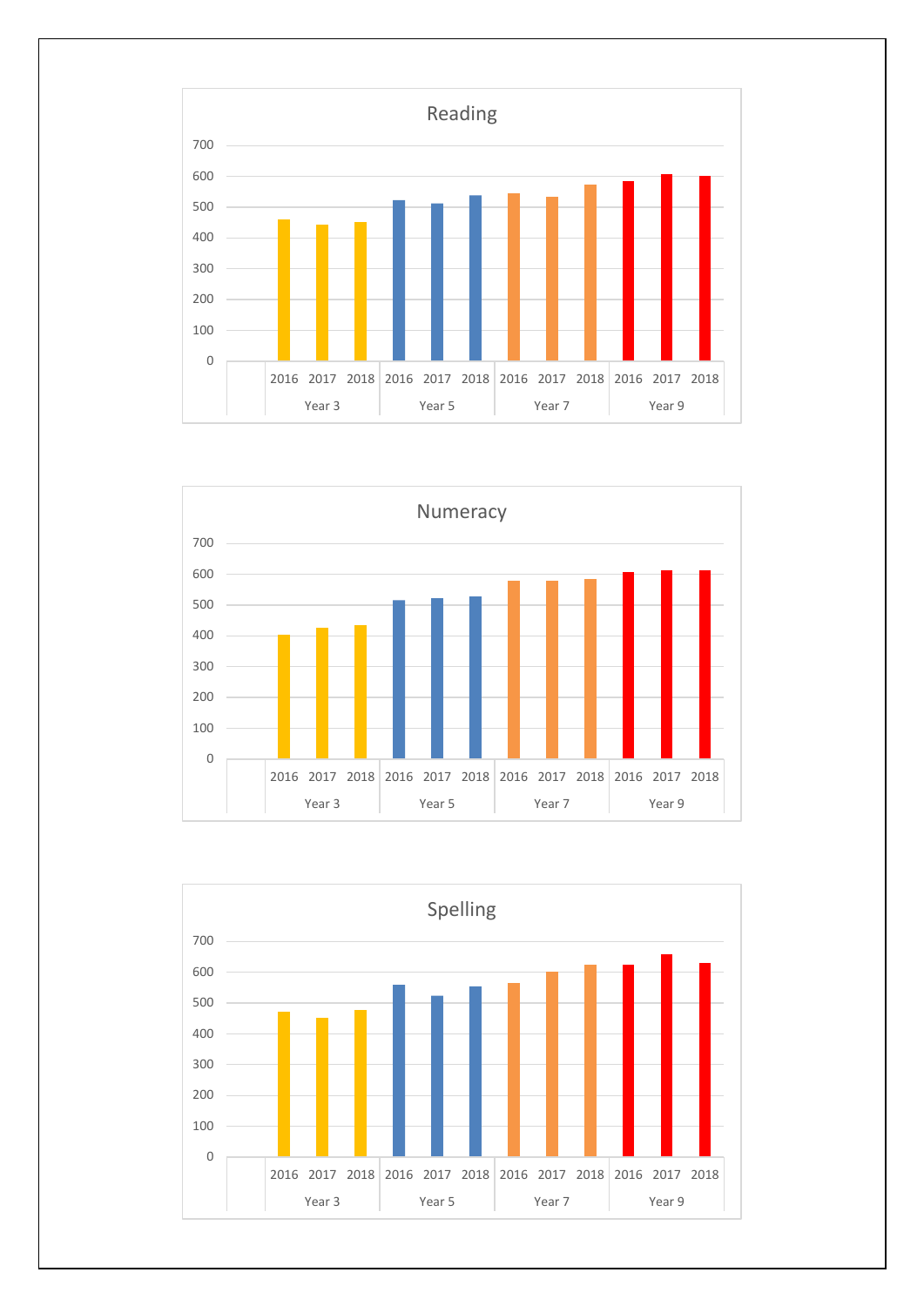Reading

Numeracy

Spelling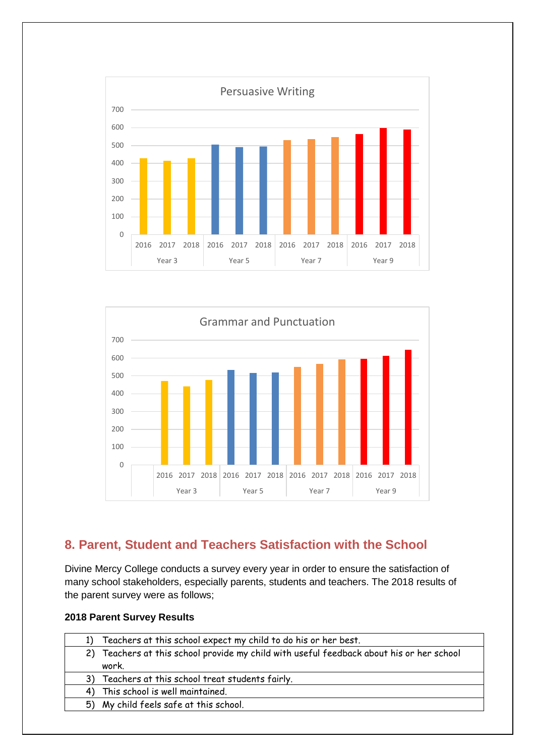## 8. Parent, Student and Teachers Satisfaction with the School

Divine Mercy College conducts a survey every year in order to ensure the satisfaction of many school stakeholders, especially parents, students and teachers. The 2018 results of the parent survey were as follows;

**2018 Parent Survey Results**

| |
|---|
| 1) Teachers at this school expect my child to do his or her best. |
| 2) Teachers at this school provide my child with useful feedback about his or her school work. |
| 3) Teachers at this school treat students fairly. |
| 4) This school is well maintained. |
| 5) My child feels safe at this school. |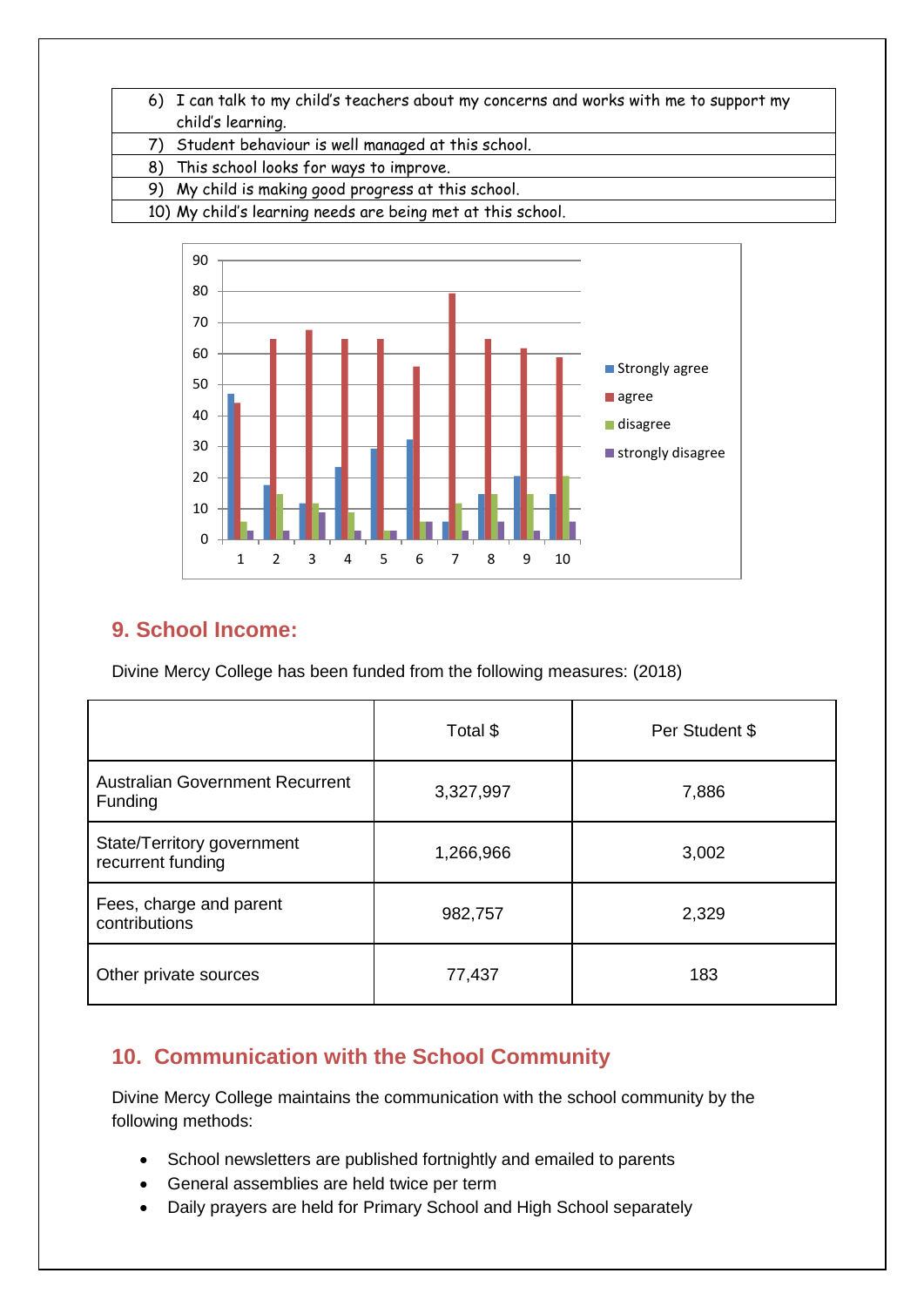| |
|---|
| 6) I can talk to my child's teachers about my concerns and works with me to support my child's learning. |
| 7) Student behaviour is well managed at this school. |
| 8) This school looks for ways to improve. |
| 9) My child is making good progress at this school. |
| 10) My child's learning needs are being met at this school. |

## 9. School Income:

Divine Mercy College has been funded from the following measures: (2018)

| | Total $ | Per Student $ |
|---|---|---|
| Australian Government Recurrent Funding | 3,327,997 | 7,886 |
| State/Territory government recurrent funding | 1,266,966 | 3,002 |
| Fees, charge and parent contributions | 982,757 | 2,329 |
| Other private sources | 77,437 | 183 |

## 10. Communication with the School Community

Divine Mercy College maintains the communication with the school community by the following methods:

- School newsletters are published fortnightly and emailed to parents
- General assemblies are held twice per term
- Daily prayers are held for Primary School and High School separately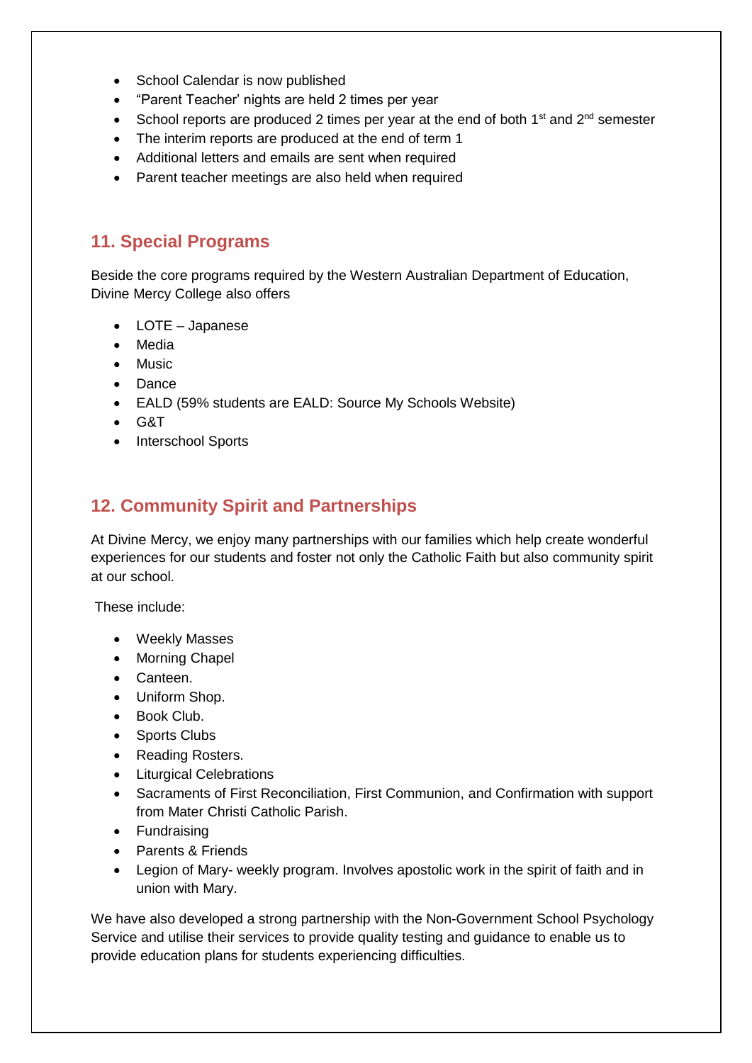- School Calendar is now published
- "Parent Teacher' nights are held 2 times per year
- School reports are produced 2 times per year at the end of both 1st and 2nd semester
- The interim reports are produced at the end of term 1
- Additional letters and emails are sent when required
- Parent teacher meetings are also held when required

## 11. Special Programs

Beside the core programs required by the Western Australian Department of Education, Divine Mercy College also offers

- LOTE – Japanese
- Media
- Music
- Dance
- EALD (59% students are EALD: Source My Schools Website)
- G&T
- Interschool Sports

## 12. Community Spirit and Partnerships

At Divine Mercy, we enjoy many partnerships with our families which help create wonderful experiences for our students and foster not only the Catholic Faith but also community spirit at our school.

These include:

- Weekly Masses
- Morning Chapel
- Canteen.
- Uniform Shop.
- Book Club.
- Sports Clubs
- Reading Rosters.
- Liturgical Celebrations
- Sacraments of First Reconciliation, First Communion, and Confirmation with support from Mater Christi Catholic Parish.
- Fundraising
- Parents & Friends
- Legion of Mary- weekly program. Involves apostolic work in the spirit of faith and in union with Mary.

We have also developed a strong partnership with the Non-Government School Psychology Service and utilise their services to provide quality testing and guidance to enable us to provide education plans for students experiencing difficulties.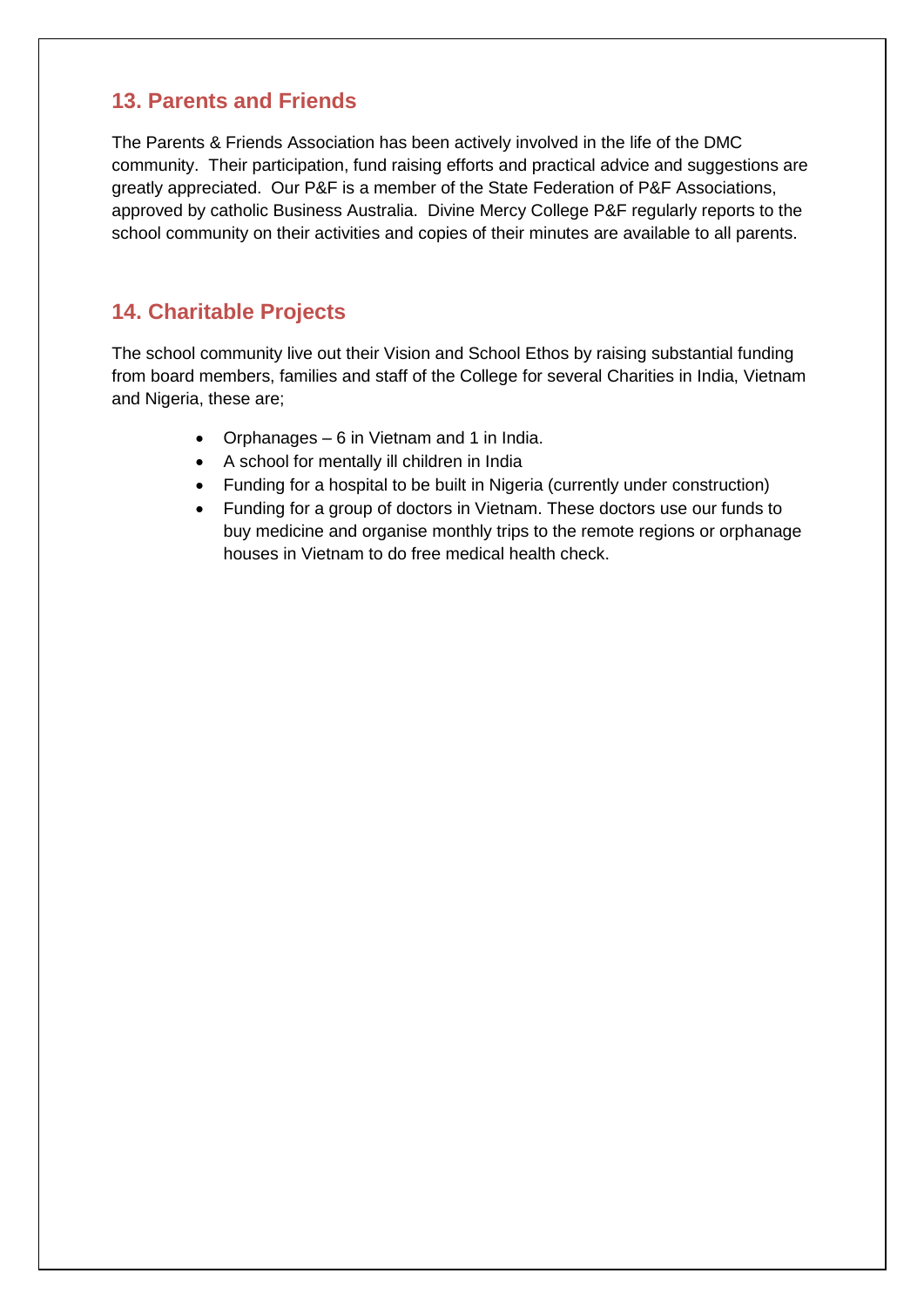## 13. Parents and Friends

The Parents & Friends Association has been actively involved in the life of the DMC community. Their participation, fund raising efforts and practical advice and suggestions are greatly appreciated. Our P&F is a member of the State Federation of P&F Associations, approved by catholic Business Australia. Divine Mercy College P&F regularly reports to the school community on their activities and copies of their minutes are available to all parents.

## 14. Charitable Projects

The school community live out their Vision and School Ethos by raising substantial funding from board members, families and staff of the College for several Charities in India, Vietnam and Nigeria, these are;

- Orphanages – 6 in Vietnam and 1 in India.
- A school for mentally ill children in India
- Funding for a hospital to be built in Nigeria (currently under construction)
- Funding for a group of doctors in Vietnam. These doctors use our funds to buy medicine and organise monthly trips to the remote regions or orphanage houses in Vietnam to do free medical health check.